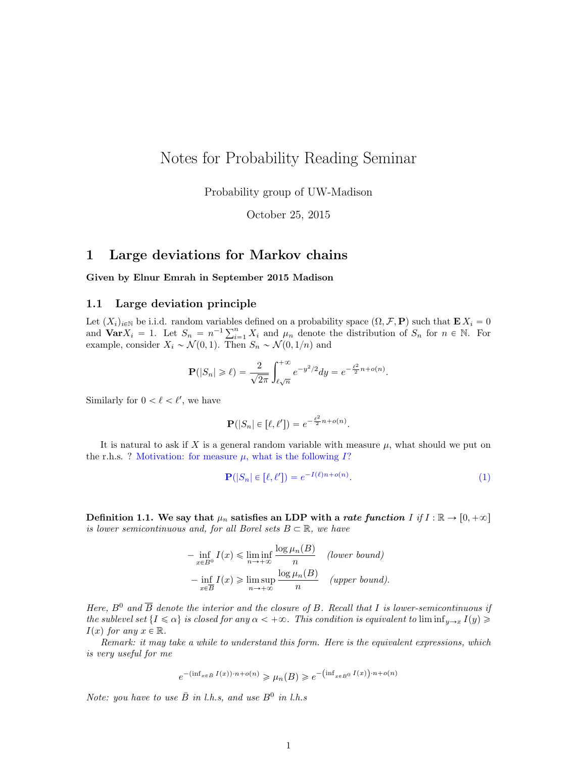# Notes for Probability Reading Seminar

Probability group of UW-Madison

October 25, 2015

## 1 Large deviations for Markov chains

**Given by Elnur Emrah in September 2015 Madison**

### 1.1 Large deviation principle

Let $(X_i)_{i\in\mathbb{N}}$ be i.i.d. random variables defined on a probability space $(\Omega, \mathcal{F}, \mathbf{P})$ such that $\mathbf{E}\, X_i = 0$ and $\mathbf{Var} X_i = 1$. Let $S_n = n^{-1}\sum_{i=1}^n X_i$ and $\mu_n$ denote the distribution of $S_n$ for $n \in \mathbb{N}$. For example, consider $X_i \sim \mathcal{N}(0, 1)$. Then $S_n \sim \mathcal{N}(0, 1/n)$ and

$$\mathbf{P}(|S_n| \geqslant \ell) = \frac{2}{\sqrt{2\pi}}\int_{\ell\sqrt{n}}^{+\infty} e^{-y^2/2}dy = e^{-\frac{\ell^2}{2}n+o(n)}.$$

Similarly for $0 < \ell < \ell'$, we have

$$\mathbf{P}(|S_n| \in [\ell, \ell']) = e^{-\frac{\ell^2}{2}n+o(n)}.$$

It is natural to ask if $X$ is a general random variable with measure $\mu$, what should we put on the r.h.s. ? Motivation: for measure $\mu$, what is the following $I$?

$$\mathbf{P}(|S_n| \in [\ell, \ell']) = e^{-I(\ell)n+o(n)}. \tag{1}$$

**Definition 1.1.** **We say that $\mu_n$ satisfies an LDP with a *rate function* $I$** *if $I : \mathbb{R} \to [0, +\infty]$ is lower semicontinuous and, for all Borel sets $B \subset \mathbb{R}$, we have*

$$-\inf_{x\in B^0} I(x) \leqslant \liminf_{n\to+\infty} \frac{\log \mu_n(B)}{n} \quad \textit{(lower bound)}$$

$$-\inf_{x\in \overline{B}} I(x) \geqslant \limsup_{n\to+\infty} \frac{\log \mu_n(B)}{n} \quad \textit{(upper bound).}$$

*Here, $B^0$ and $\overline{B}$ denote the interior and the closure of $B$. Recall that $I$ is lower-semicontinuous if the sublevel set $\{I \leqslant \alpha\}$ is closed for any $\alpha < +\infty$. This condition is equivalent to $\liminf_{y\to x} I(y) \geqslant I(x)$ for any $x \in \mathbb{R}$.*

*Remark: it may take a while to understand this form. Here is the equivalent expressions, which is very useful for me*

$$e^{-(\inf_{x\in B} I(x))\cdot n+o(n)} \geqslant \mu_n(B) \geqslant e^{-\left(\inf_{x\in B^0} I(x)\right)\cdot n+o(n)}$$

*Note: you have to use $\bar{B}$ in l.h.s, and use $B^0$ in l.h.s*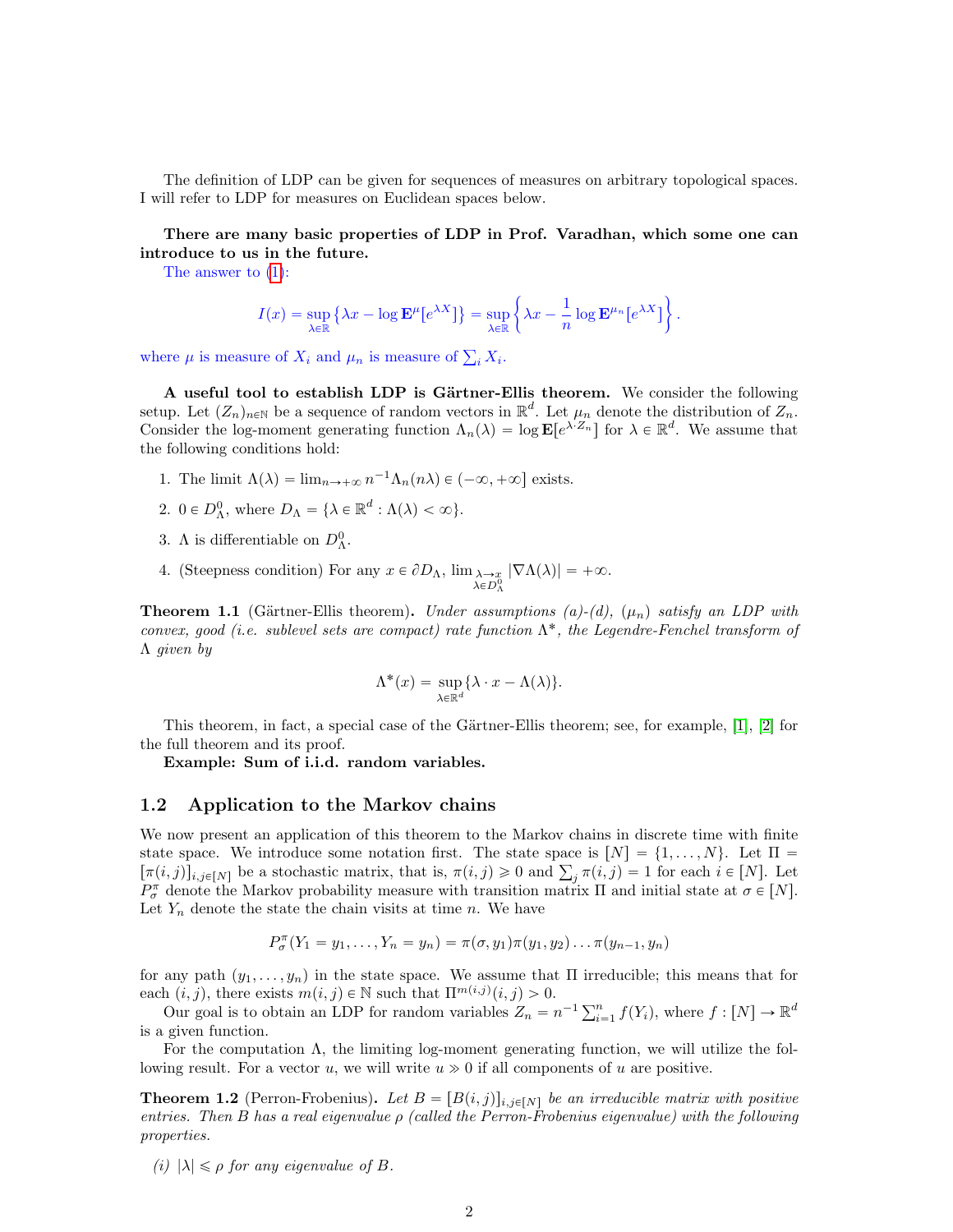The definition of LDP can be given for sequences of measures on arbitrary topological spaces. I will refer to LDP for measures on Euclidean spaces below.

**There are many basic properties of LDP in Prof. Varadhan, which some one can introduce to us in the future.**

The answer to (1):

$$I(x) = \sup_{\lambda \in \mathbb{R}} \{\lambda x - \log \mathbf{E}^{\mu}[e^{\lambda X}]\} = \sup_{\lambda \in \mathbb{R}} \left\{\lambda x - \frac{1}{n} \log \mathbf{E}^{\mu_n}[e^{\lambda X}]\right\}.$$

where $\mu$ is measure of $X_i$ and $\mu_n$ is measure of $\sum_i X_i$.

**A useful tool to establish LDP is Gärtner-Ellis theorem.** We consider the following setup. Let $(Z_n)_{n \in \mathbb{N}}$ be a sequence of random vectors in $\mathbb{R}^d$. Let $\mu_n$ denote the distribution of $Z_n$. Consider the log-moment generating function $\Lambda_n(\lambda) = \log \mathbf{E}[e^{\lambda \cdot Z_n}]$ for $\lambda \in \mathbb{R}^d$. We assume that the following conditions hold:

1. The limit $\Lambda(\lambda) = \lim_{n \to +\infty} n^{-1} \Lambda_n(n\lambda) \in (-\infty, +\infty]$ exists.
2. $0 \in D_{\Lambda}^0$, where $D_{\Lambda} = \{\lambda \in \mathbb{R}^d : \Lambda(\lambda) < \infty\}$.
3. $\Lambda$ is differentiable on $D_{\Lambda}^0$.
4. (Steepness condition) For any $x \in \partial D_{\Lambda}$, $\lim_{\substack{\lambda \to x \\ \lambda \in D_{\Lambda}^0}} |\nabla \Lambda(\lambda)| = +\infty$.

**Theorem 1.1** (Gärtner-Ellis theorem)**.** *Under assumptions (a)-(d), $(\mu_n)$ satisfy an LDP with convex, good (i.e. sublevel sets are compact) rate function $\Lambda^*$, the Legendre-Fenchel transform of $\Lambda$ given by*

$$\Lambda^*(x) = \sup_{\lambda \in \mathbb{R}^d} \{\lambda \cdot x - \Lambda(\lambda)\}.$$

This theorem, in fact, a special case of the Gärtner-Ellis theorem; see, for example, [1], [2] for the full theorem and its proof.

**Example: Sum of i.i.d. random variables.**

## 1.2 Application to the Markov chains

We now present an application of this theorem to the Markov chains in discrete time with finite state space. We introduce some notation first. The state space is $[N] = \{1, \ldots, N\}$. Let $\Pi = [\pi(i,j)]_{i,j \in [N]}$ be a stochastic matrix, that is, $\pi(i,j) \geqslant 0$ and $\sum_j \pi(i,j) = 1$ for each $i \in [N]$. Let $P_{\sigma}^{\pi}$ denote the Markov probability measure with transition matrix $\Pi$ and initial state at $\sigma \in [N]$. Let $Y_n$ denote the state the chain visits at time $n$. We have

$$P_{\sigma}^{\pi}(Y_1 = y_1, \ldots, Y_n = y_n) = \pi(\sigma, y_1)\pi(y_1, y_2) \ldots \pi(y_{n-1}, y_n)$$

for any path $(y_1, \ldots, y_n)$ in the state space. We assume that $\Pi$ irreducible; this means that for each $(i,j)$, there exists $m(i,j) \in \mathbb{N}$ such that $\Pi^{m(i,j)}(i,j) > 0$.

Our goal is to obtain an LDP for random variables $Z_n = n^{-1} \sum_{i=1}^{n} f(Y_i)$, where $f : [N] \to \mathbb{R}^d$ is a given function.

For the computation $\Lambda$, the limiting log-moment generating function, we will utilize the following result. For a vector $u$, we will write $u \gg 0$ if all components of $u$ are positive.

**Theorem 1.2** (Perron-Frobenius)**.** *Let $B = [B(i,j)]_{i,j \in [N]}$ be an irreducible matrix with positive entries. Then $B$ has a real eigenvalue $\rho$ (called the Perron-Frobenius eigenvalue) with the following properties.*

*(i) $|\lambda| \leqslant \rho$ for any eigenvalue of $B$.*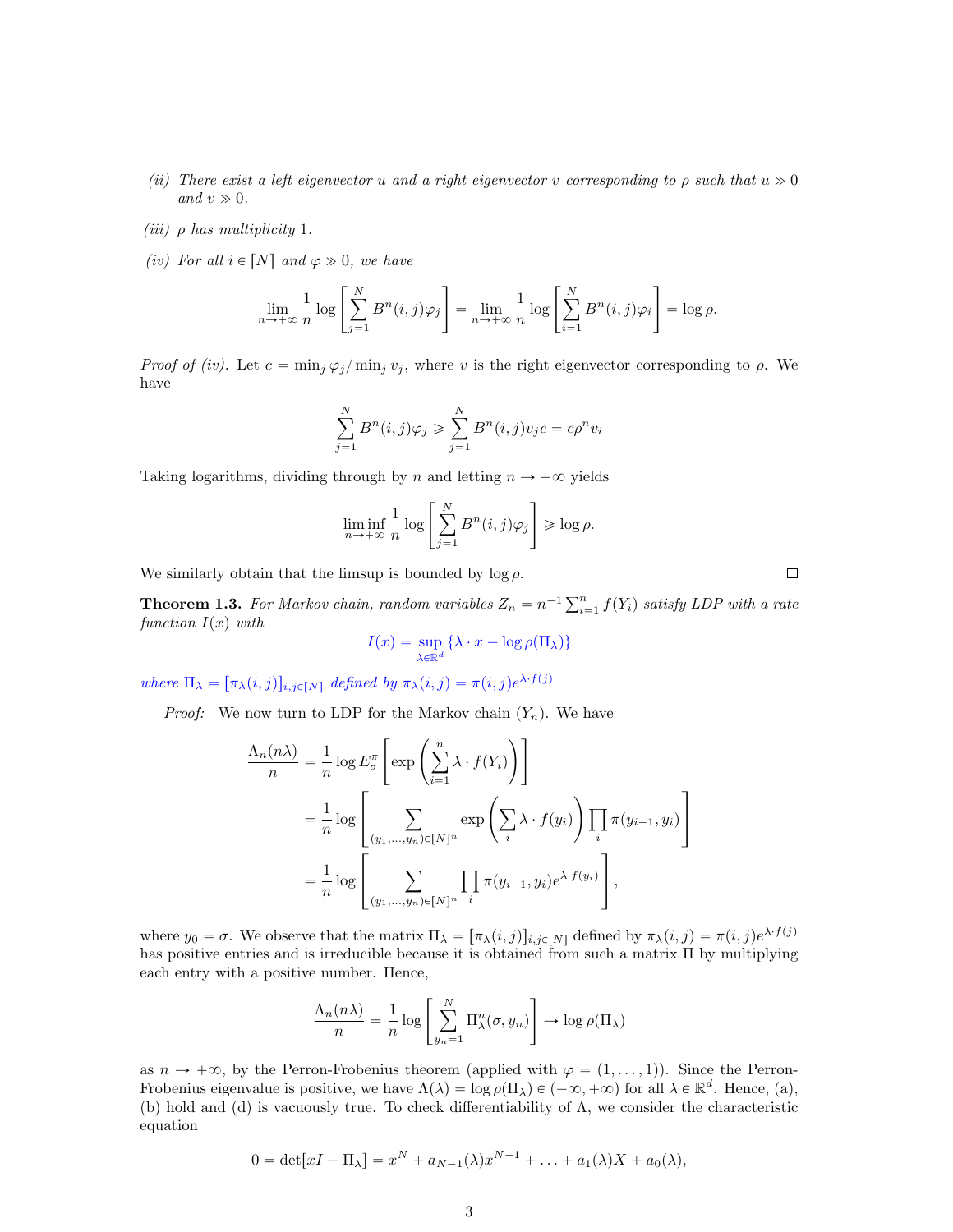*(ii) There exist a left eigenvector $u$ and a right eigenvector $v$ corresponding to $\rho$ such that $u \gg 0$ and $v \gg 0$.*

*(iii) $\rho$ has multiplicity 1.*

*(iv) For all $i \in [N]$ and $\varphi \gg 0$, we have*

$$\lim_{n\to+\infty} \frac{1}{n} \log \left[ \sum_{j=1}^{N} B^n(i,j)\varphi_j \right] = \lim_{n\to+\infty} \frac{1}{n} \log \left[ \sum_{i=1}^{N} B^n(i,j)\varphi_i \right] = \log \rho.$$

*Proof of (iv).* Let $c = \min_j \varphi_j / \min_j v_j$, where $v$ is the right eigenvector corresponding to $\rho$. We have

$$\sum_{j=1}^{N} B^n(i,j)\varphi_j \geqslant \sum_{j=1}^{N} B^n(i,j) v_j c = c\rho^n v_i$$

Taking logarithms, dividing through by $n$ and letting $n \to +\infty$ yields

$$\liminf_{n\to+\infty} \frac{1}{n} \log \left[ \sum_{j=1}^{N} B^n(i,j)\varphi_j \right] \geqslant \log \rho.$$

We similarly obtain that the limsup is bounded by $\log \rho$. □

**Theorem 1.3.** *For Markov chain, random variables $Z_n = n^{-1}\sum_{i=1}^{n} f(Y_i)$ satisfy LDP with a rate function $I(x)$ with*

$$I(x) = \sup_{\lambda\in\mathbb{R}^d} \{\lambda \cdot x - \log \rho(\Pi_\lambda)\}$$

*where $\Pi_\lambda = [\pi_\lambda(i,j)]_{i,j\in[N]}$ defined by $\pi_\lambda(i,j) = \pi(i,j)e^{\lambda\cdot f(j)}$*

*Proof:* We now turn to LDP for the Markov chain $(Y_n)$. We have

$$\begin{aligned}
\frac{\Lambda_n(n\lambda)}{n} &= \frac{1}{n} \log E^\pi_\sigma \left[ \exp\left( \sum_{i=1}^{n} \lambda \cdot f(Y_i) \right) \right] \\
&= \frac{1}{n} \log \left[ \sum_{(y_1,\ldots,y_n)\in[N]^n} \exp\left( \sum_i \lambda \cdot f(y_i) \right) \prod_i \pi(y_{i-1}, y_i) \right] \\
&= \frac{1}{n} \log \left[ \sum_{(y_1,\ldots,y_n)\in[N]^n} \prod_i \pi(y_{i-1}, y_i) e^{\lambda\cdot f(y_i)} \right],
\end{aligned}$$

where $y_0 = \sigma$. We observe that the matrix $\Pi_\lambda = [\pi_\lambda(i,j)]_{i,j\in[N]}$ defined by $\pi_\lambda(i,j) = \pi(i,j)e^{\lambda\cdot f(j)}$ has positive entries and is irreducible because it is obtained from such a matrix $\Pi$ by multiplying each entry with a positive number. Hence,

$$\frac{\Lambda_n(n\lambda)}{n} = \frac{1}{n} \log \left[ \sum_{y_n=1}^{N} \Pi^n_\lambda(\sigma, y_n) \right] \to \log \rho(\Pi_\lambda)$$

as $n \to +\infty$, by the Perron-Frobenius theorem (applied with $\varphi = (1,\ldots,1)$). Since the Perron-Frobenius eigenvalue is positive, we have $\Lambda(\lambda) = \log \rho(\Pi_\lambda) \in (-\infty, +\infty)$ for all $\lambda \in \mathbb{R}^d$. Hence, (a), (b) hold and (d) is vacuously true. To check differentiability of $\Lambda$, we consider the characteristic equation

$$0 = \det[xI - \Pi_\lambda] = x^N + a_{N-1}(\lambda)x^{N-1} + \ldots + a_1(\lambda)X + a_0(\lambda),$$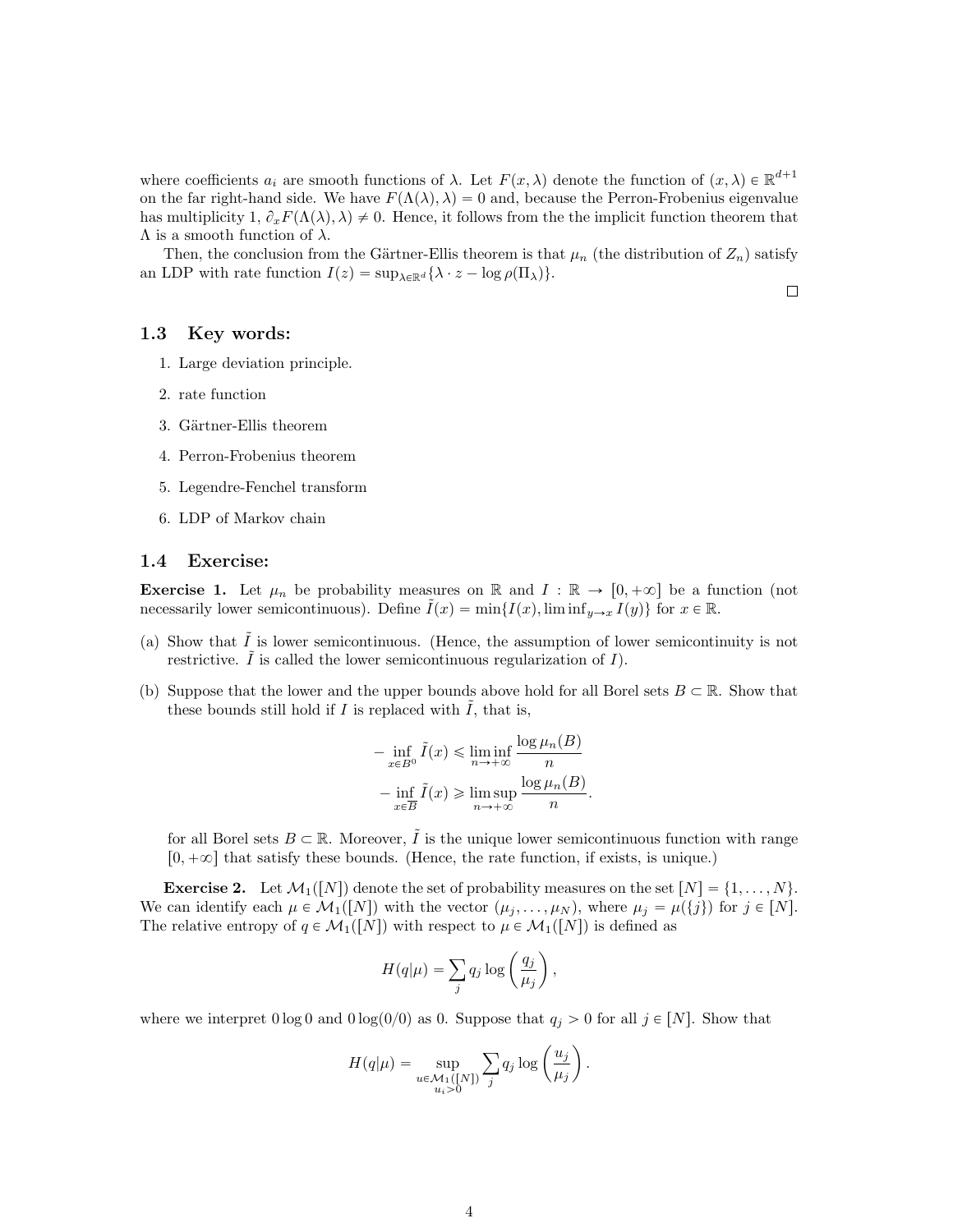where coefficients $a_i$ are smooth functions of $\lambda$. Let $F(x, \lambda)$ denote the function of $(x, \lambda) \in \mathbb{R}^{d+1}$ on the far right-hand side. We have $F(\Lambda(\lambda), \lambda) = 0$ and, because the Perron-Frobenius eigenvalue has multiplicity 1, $\partial_x F(\Lambda(\lambda), \lambda) \neq 0$. Hence, it follows from the the implicit function theorem that $\Lambda$ is a smooth function of $\lambda$.

Then, the conclusion from the Gärtner-Ellis theorem is that $\mu_n$ (the distribution of $Z_n$) satisfy an LDP with rate function $I(z) = \sup_{\lambda \in \mathbb{R}^d}\{\lambda \cdot z - \log \rho(\Pi_\lambda)\}$.

□

### 1.3 Key words:

1. Large deviation principle.
2. rate function
3. Gärtner-Ellis theorem
4. Perron-Frobenius theorem
5. Legendre-Fenchel transform
6. LDP of Markov chain

### 1.4 Exercise:

**Exercise 1.** Let $\mu_n$ be probability measures on $\mathbb{R}$ and $I : \mathbb{R} \to [0, +\infty]$ be a function (not necessarily lower semicontinuous). Define $\tilde{I}(x) = \min\{I(x), \liminf_{y \to x} I(y)\}$ for $x \in \mathbb{R}$.

(a) Show that $\tilde{I}$ is lower semicontinuous. (Hence, the assumption of lower semicontinuity is not restrictive. $\tilde{I}$ is called the lower semicontinuous regularization of $I$).

(b) Suppose that the lower and the upper bounds above hold for all Borel sets $B \subset \mathbb{R}$. Show that these bounds still hold if $I$ is replaced with $\tilde{I}$, that is,

$$
\begin{aligned}
-\inf_{x \in B^0} \tilde{I}(x) &\leqslant \liminf_{n \to +\infty} \frac{\log \mu_n(B)}{n} \\
-\inf_{x \in \overline{B}} \tilde{I}(x) &\geqslant \limsup_{n \to +\infty} \frac{\log \mu_n(B)}{n}.
\end{aligned}
$$

for all Borel sets $B \subset \mathbb{R}$. Moreover, $\tilde{I}$ is the unique lower semicontinuous function with range $[0, +\infty]$ that satisfy these bounds. (Hence, the rate function, if exists, is unique.)

**Exercise 2.** Let $\mathcal{M}_1([N])$ denote the set of probability measures on the set $[N] = \{1, \ldots, N\}$. We can identify each $\mu \in \mathcal{M}_1([N])$ with the vector $(\mu_j, \ldots, \mu_N)$, where $\mu_j = \mu(\{j\})$ for $j \in [N]$. The relative entropy of $q \in \mathcal{M}_1([N])$ with respect to $\mu \in \mathcal{M}_1([N])$ is defined as

$$
H(q|\mu) = \sum_j q_j \log\left(\frac{q_j}{\mu_j}\right),
$$

where we interpret $0 \log 0$ and $0 \log(0/0)$ as 0. Suppose that $q_j > 0$ for all $j \in [N]$. Show that

$$
H(q|\mu) = \sup_{\substack{u \in \mathcal{M}_1([N]) \\ u_i > 0}} \sum_j q_j \log\left(\frac{u_j}{\mu_j}\right).
$$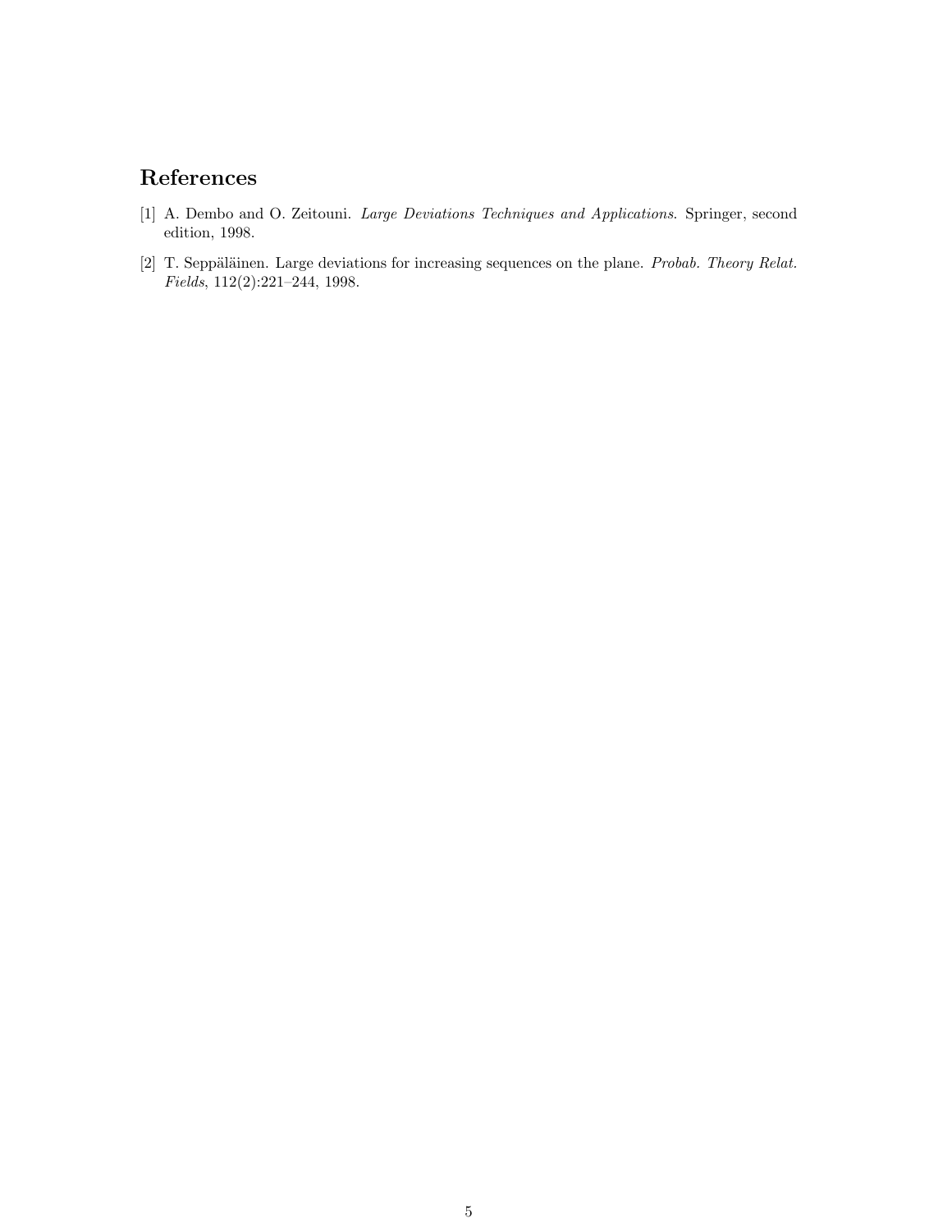## References

[1] A. Dembo and O. Zeitouni. *Large Deviations Techniques and Applications*. Springer, second edition, 1998.

[2] T. Seppäläinen. Large deviations for increasing sequences on the plane. *Probab. Theory Relat. Fields*, 112(2):221–244, 1998.